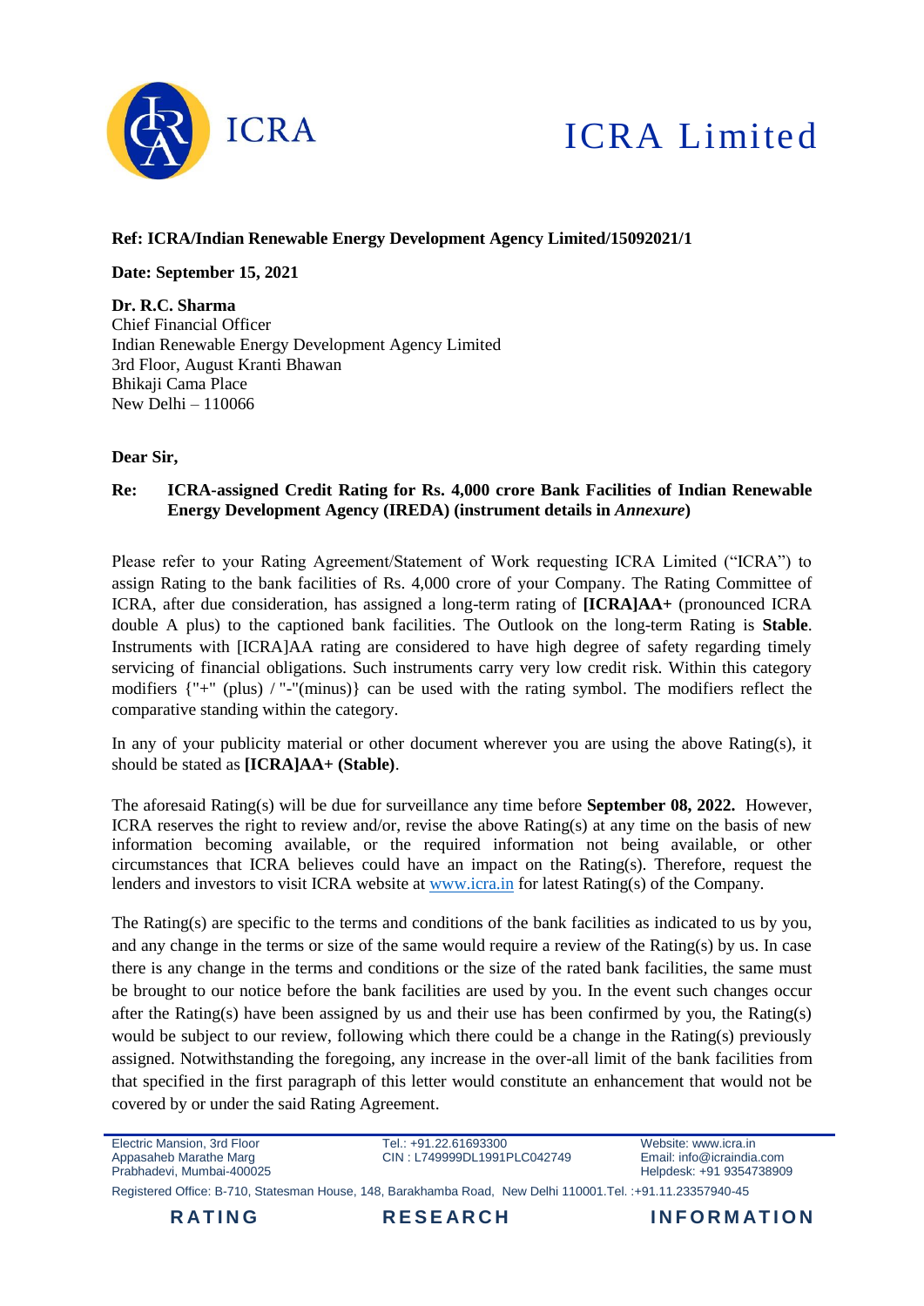**ICRA Limited**

**Ref: ICRA/Indian Renewable Energy Development Agency Limited/15092021/1**

**Date: September 15, 2021**

**Dr. R.C. Sharma**
Chief Financial Officer
Indian Renewable Energy Development Agency Limited
3rd Floor, August Kranti Bhawan
Bhikaji Cama Place
New Delhi – 110066

**Dear Sir,**

**Re: ICRA-assigned Credit Rating for Rs. 4,000 crore Bank Facilities of Indian Renewable Energy Development Agency (IREDA) (instrument details in *Annexure*)**

Please refer to your Rating Agreement/Statement of Work requesting ICRA Limited ("ICRA") to assign Rating to the bank facilities of Rs. 4,000 crore of your Company. The Rating Committee of ICRA, after due consideration, has assigned a long-term rating of **[ICRA]AA+** (pronounced ICRA double A plus) to the captioned bank facilities. The Outlook on the long-term Rating is **Stable**. Instruments with [ICRA]AA rating are considered to have high degree of safety regarding timely servicing of financial obligations. Such instruments carry very low credit risk. Within this category modifiers {"+" (plus) / "-"(minus)} can be used with the rating symbol. The modifiers reflect the comparative standing within the category.

In any of your publicity material or other document wherever you are using the above Rating(s), it should be stated as **[ICRA]AA+ (Stable)**.

The aforesaid Rating(s) will be due for surveillance any time before **September 08, 2022.** However, ICRA reserves the right to review and/or, revise the above Rating(s) at any time on the basis of new information becoming available, or the required information not being available, or other circumstances that ICRA believes could have an impact on the Rating(s). Therefore, request the lenders and investors to visit ICRA website at www.icra.in for latest Rating(s) of the Company.

The Rating(s) are specific to the terms and conditions of the bank facilities as indicated to us by you, and any change in the terms or size of the same would require a review of the Rating(s) by us. In case there is any change in the terms and conditions or the size of the rated bank facilities, the same must be brought to our notice before the bank facilities are used by you. In the event such changes occur after the Rating(s) have been assigned by us and their use has been confirmed by you, the Rating(s) would be subject to our review, following which there could be a change in the Rating(s) previously assigned. Notwithstanding the foregoing, any increase in the over-all limit of the bank facilities from that specified in the first paragraph of this letter would constitute an enhancement that would not be covered by or under the said Rating Agreement.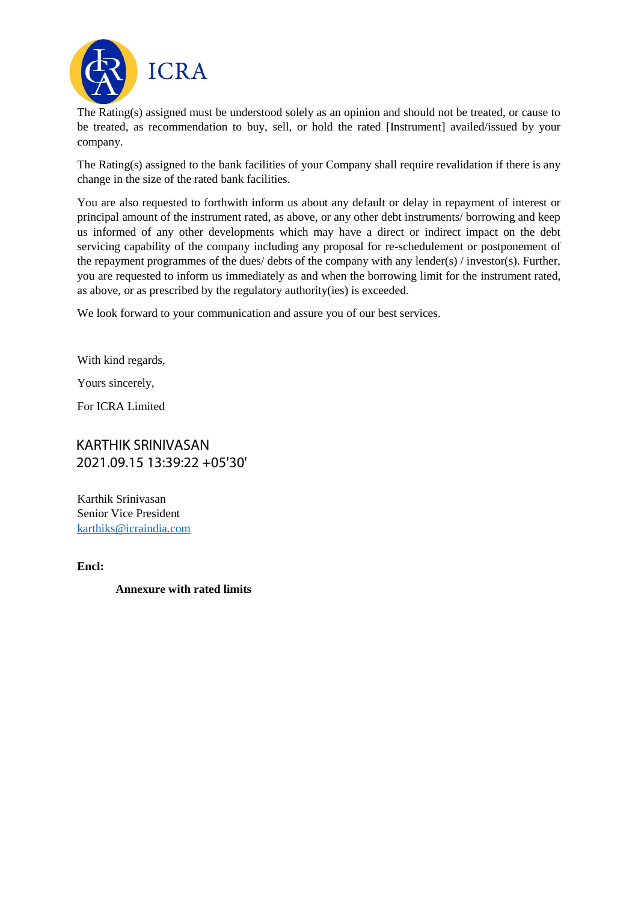The Rating(s) assigned must be understood solely as an opinion and should not be treated, or cause to be treated, as recommendation to buy, sell, or hold the rated [Instrument] availed/issued by your company.

The Rating(s) assigned to the bank facilities of your Company shall require revalidation if there is any change in the size of the rated bank facilities.

You are also requested to forthwith inform us about any default or delay in repayment of interest or principal amount of the instrument rated, as above, or any other debt instruments/ borrowing and keep us informed of any other developments which may have a direct or indirect impact on the debt servicing capability of the company including any proposal for re-schedulement or postponement of the repayment programmes of the dues/ debts of the company with any lender(s) / investor(s). Further, you are requested to inform us immediately as and when the borrowing limit for the instrument rated, as above, or as prescribed by the regulatory authority(ies) is exceeded.

We look forward to your communication and assure you of our best services.

With kind regards,

Yours sincerely,

For ICRA Limited

KARTHIK SRINIVASAN
2021.09.15 13:39:22 +05'30'

Karthik Srinivasan
Senior Vice President
karthiks@icraindia.com

**Encl:**

**Annexure with rated limits**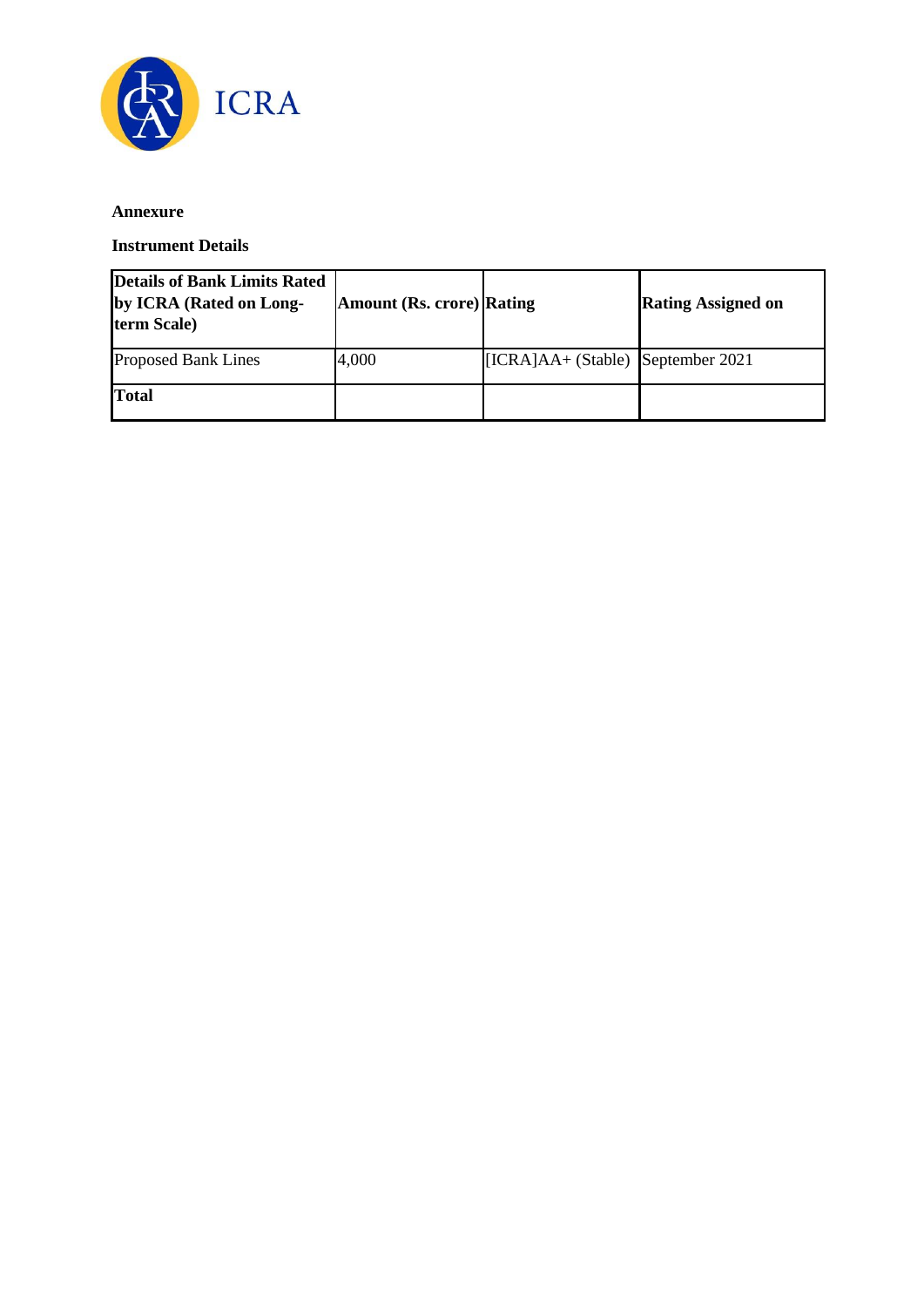**Annexure**

**Instrument Details**

| **Details of Bank Limits Rated by ICRA (Rated on Long-term Scale)** | **Amount (Rs. crore)** | **Rating** | **Rating Assigned on** |
|---|---|---|---|
| Proposed Bank Lines | 4,000 | [ICRA]AA+ (Stable) | September 2021 |
| **Total** | | | |